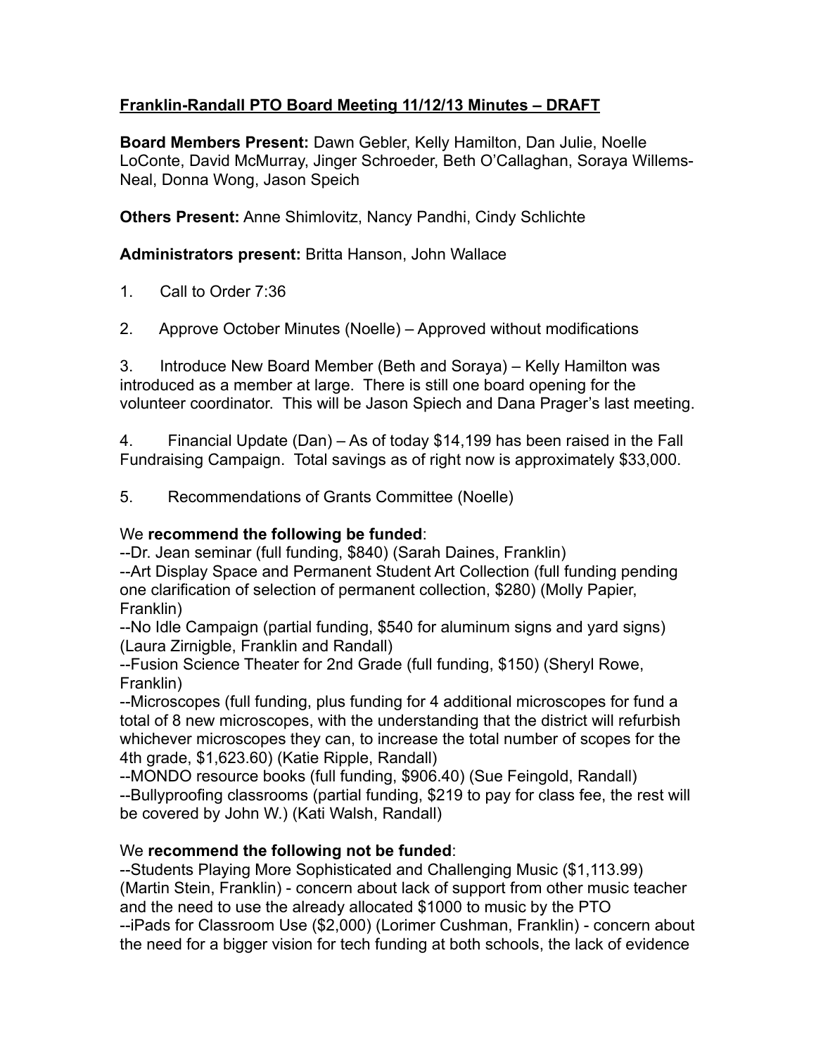**Franklin-Randall PTO Board Meeting 11/12/13 Minutes – DRAFT**

**Board Members Present:** Dawn Gebler, Kelly Hamilton, Dan Julie, Noelle LoConte, David McMurray, Jinger Schroeder, Beth O'Callaghan, Soraya Willems-Neal, Donna Wong, Jason Speich

**Others Present:** Anne Shimlovitz, Nancy Pandhi, Cindy Schlichte

**Administrators present:** Britta Hanson, John Wallace

1. Call to Order 7:36

2. Approve October Minutes (Noelle) – Approved without modifications

3. Introduce New Board Member (Beth and Soraya) – Kelly Hamilton was introduced as a member at large. There is still one board opening for the volunteer coordinator. This will be Jason Spiech and Dana Prager's last meeting.

4. Financial Update (Dan) – As of today $14,199 has been raised in the Fall Fundraising Campaign. Total savings as of right now is approximately $33,000.

5. Recommendations of Grants Committee (Noelle)

We **recommend the following be funded**:
--Dr. Jean seminar (full funding, $840) (Sarah Daines, Franklin)
--Art Display Space and Permanent Student Art Collection (full funding pending one clarification of selection of permanent collection, $280) (Molly Papier, Franklin)
--No Idle Campaign (partial funding, $540 for aluminum signs and yard signs) (Laura Zirnigble, Franklin and Randall)
--Fusion Science Theater for 2nd Grade (full funding, $150) (Sheryl Rowe, Franklin)
--Microscopes (full funding, plus funding for 4 additional microscopes for fund a total of 8 new microscopes, with the understanding that the district will refurbish whichever microscopes they can, to increase the total number of scopes for the 4th grade, $1,623.60) (Katie Ripple, Randall)
--MONDO resource books (full funding, $906.40) (Sue Feingold, Randall)
--Bullyproofing classrooms (partial funding, $219 to pay for class fee, the rest will be covered by John W.) (Kati Walsh, Randall)

We **recommend the following not be funded**:
--Students Playing More Sophisticated and Challenging Music ($1,113.99) (Martin Stein, Franklin) - concern about lack of support from other music teacher and the need to use the already allocated $1000 to music by the PTO
--iPads for Classroom Use ($2,000) (Lorimer Cushman, Franklin) - concern about the need for a bigger vision for tech funding at both schools, the lack of evidence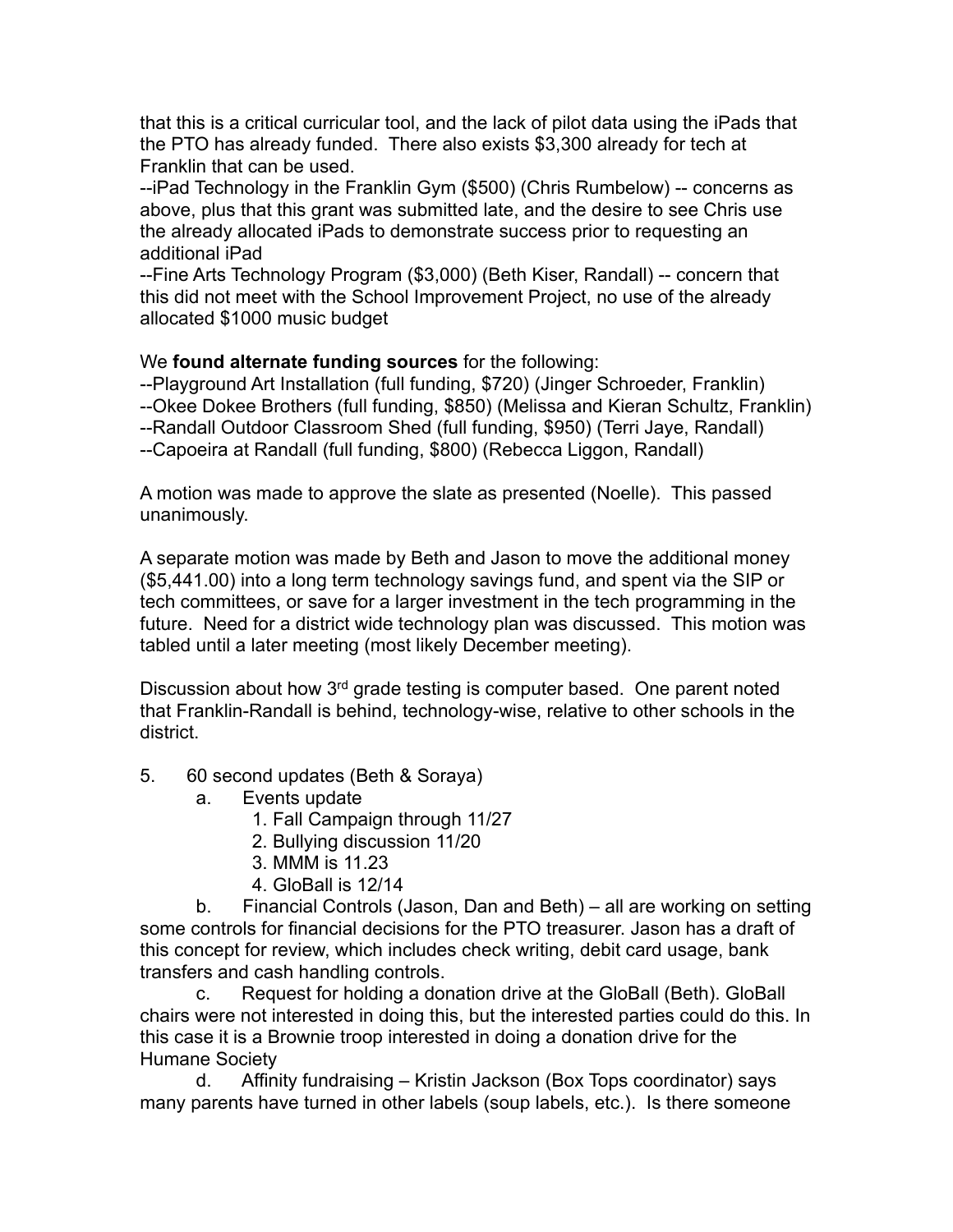that this is a critical curricular tool, and the lack of pilot data using the iPads that the PTO has already funded. There also exists $3,300 already for tech at Franklin that can be used.

--iPad Technology in the Franklin Gym ($500) (Chris Rumbelow) -- concerns as above, plus that this grant was submitted late, and the desire to see Chris use the already allocated iPads to demonstrate success prior to requesting an additional iPad

--Fine Arts Technology Program ($3,000) (Beth Kiser, Randall) -- concern that this did not meet with the School Improvement Project, no use of the already allocated $1000 music budget

We **found alternate funding sources** for the following:

--Playground Art Installation (full funding, $720) (Jinger Schroeder, Franklin)

--Okee Dokee Brothers (full funding, $850) (Melissa and Kieran Schultz, Franklin)

--Randall Outdoor Classroom Shed (full funding, $950) (Terri Jaye, Randall)

--Capoeira at Randall (full funding, $800) (Rebecca Liggon, Randall)

A motion was made to approve the slate as presented (Noelle). This passed unanimously.

A separate motion was made by Beth and Jason to move the additional money ($5,441.00) into a long term technology savings fund, and spent via the SIP or tech committees, or save for a larger investment in the tech programming in the future. Need for a district wide technology plan was discussed. This motion was tabled until a later meeting (most likely December meeting).

Discussion about how 3rd grade testing is computer based. One parent noted that Franklin-Randall is behind, technology-wise, relative to other schools in the district.

5. 60 second updates (Beth & Soraya)
   a. Events update
      1. Fall Campaign through 11/27
      2. Bullying discussion 11/20
      3. MMM is 11.23
      4. GloBall is 12/14
   
   b. Financial Controls (Jason, Dan and Beth) – all are working on setting some controls for financial decisions for the PTO treasurer. Jason has a draft of this concept for review, which includes check writing, debit card usage, bank transfers and cash handling controls.
   
   c. Request for holding a donation drive at the GloBall (Beth). GloBall chairs were not interested in doing this, but the interested parties could do this. In this case it is a Brownie troop interested in doing a donation drive for the Humane Society
   
   d. Affinity fundraising – Kristin Jackson (Box Tops coordinator) says many parents have turned in other labels (soup labels, etc.). Is there someone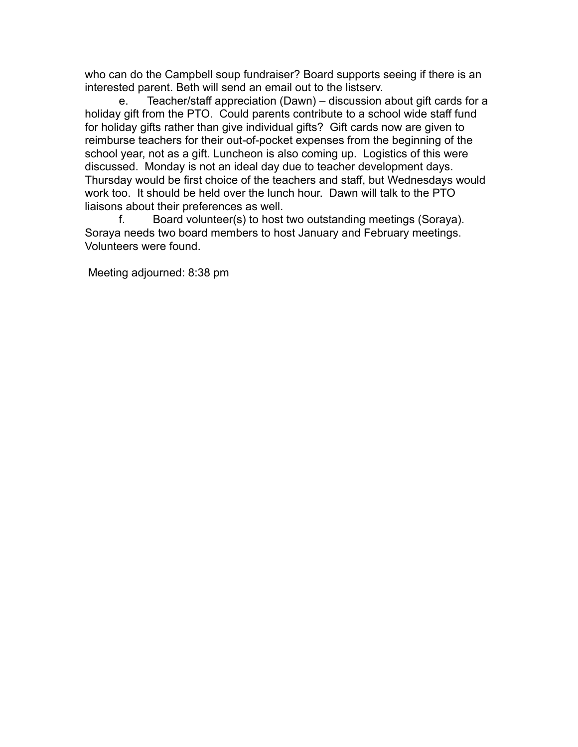who can do the Campbell soup fundraiser? Board supports seeing if there is an interested parent. Beth will send an email out to the listserv.

e. Teacher/staff appreciation (Dawn) – discussion about gift cards for a holiday gift from the PTO. Could parents contribute to a school wide staff fund for holiday gifts rather than give individual gifts? Gift cards now are given to reimburse teachers for their out-of-pocket expenses from the beginning of the school year, not as a gift. Luncheon is also coming up. Logistics of this were discussed. Monday is not an ideal day due to teacher development days. Thursday would be first choice of the teachers and staff, but Wednesdays would work too. It should be held over the lunch hour. Dawn will talk to the PTO liaisons about their preferences as well.

f. Board volunteer(s) to host two outstanding meetings (Soraya). Soraya needs two board members to host January and February meetings. Volunteers were found.

Meeting adjourned: 8:38 pm